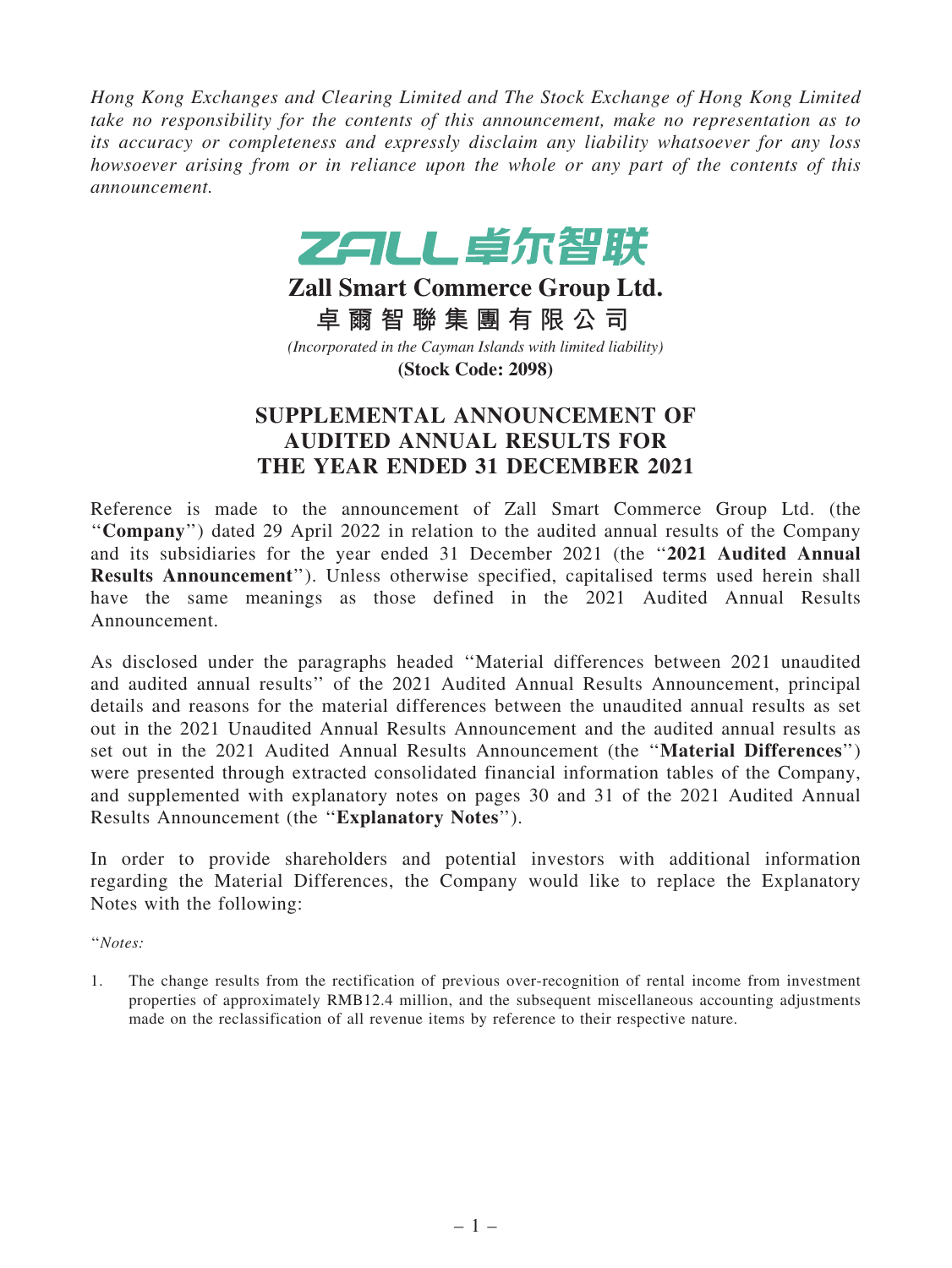*Hong Kong Exchanges and Clearing Limited and The Stock Exchange of Hong Kong Limited take no responsibility for the contents of this announcement, make no representation as to its accuracy or completeness and expressly disclaim any liability whatsoever for any loss howsoever arising from or in reliance upon the whole or any part of the contents of this announcement.*

ZALL 卓尔智联

# Zall Smart Commerce Group Ltd.

## 卓爾智聯集團有限公司

*(Incorporated in the Cayman Islands with limited liability)*

**(Stock Code: 2098)**

# SUPPLEMENTAL ANNOUNCEMENT OF AUDITED ANNUAL RESULTS FOR THE YEAR ENDED 31 DECEMBER 2021

Reference is made to the announcement of Zall Smart Commerce Group Ltd. (the "**Company**") dated 29 April 2022 in relation to the audited annual results of the Company and its subsidiaries for the year ended 31 December 2021 (the "**2021 Audited Annual Results Announcement**"). Unless otherwise specified, capitalised terms used herein shall have the same meanings as those defined in the 2021 Audited Annual Results Announcement.

As disclosed under the paragraphs headed "Material differences between 2021 unaudited and audited annual results" of the 2021 Audited Annual Results Announcement, principal details and reasons for the material differences between the unaudited annual results as set out in the 2021 Unaudited Annual Results Announcement and the audited annual results as set out in the 2021 Audited Annual Results Announcement (the "**Material Differences**") were presented through extracted consolidated financial information tables of the Company, and supplemented with explanatory notes on pages 30 and 31 of the 2021 Audited Annual Results Announcement (the "**Explanatory Notes**").

In order to provide shareholders and potential investors with additional information regarding the Material Differences, the Company would like to replace the Explanatory Notes with the following:

"*Notes:*

1. The change results from the rectification of previous over-recognition of rental income from investment properties of approximately RMB12.4 million, and the subsequent miscellaneous accounting adjustments made on the reclassification of all revenue items by reference to their respective nature.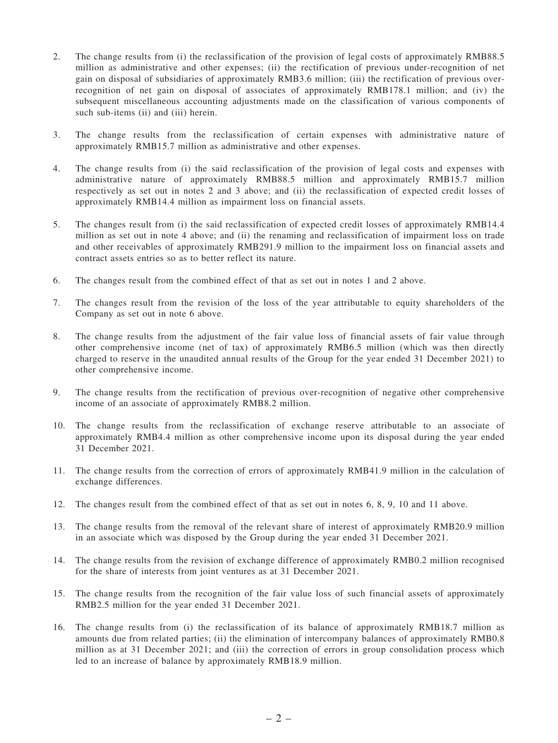2. The change results from (i) the reclassification of the provision of legal costs of approximately RMB88.5 million as administrative and other expenses; (ii) the rectification of previous under-recognition of net gain on disposal of subsidiaries of approximately RMB3.6 million; (iii) the rectification of previous over-recognition of net gain on disposal of associates of approximately RMB178.1 million; and (iv) the subsequent miscellaneous accounting adjustments made on the classification of various components of such sub-items (ii) and (iii) herein.

3. The change results from the reclassification of certain expenses with administrative nature of approximately RMB15.7 million as administrative and other expenses.

4. The change results from (i) the said reclassification of the provision of legal costs and expenses with administrative nature of approximately RMB88.5 million and approximately RMB15.7 million respectively as set out in notes 2 and 3 above; and (ii) the reclassification of expected credit losses of approximately RMB14.4 million as impairment loss on financial assets.

5. The changes result from (i) the said reclassification of expected credit losses of approximately RMB14.4 million as set out in note 4 above; and (ii) the renaming and reclassification of impairment loss on trade and other receivables of approximately RMB291.9 million to the impairment loss on financial assets and contract assets entries so as to better reflect its nature.

6. The changes result from the combined effect of that as set out in notes 1 and 2 above.

7. The changes result from the revision of the loss of the year attributable to equity shareholders of the Company as set out in note 6 above.

8. The change results from the adjustment of the fair value loss of financial assets of fair value through other comprehensive income (net of tax) of approximately RMB6.5 million (which was then directly charged to reserve in the unaudited annual results of the Group for the year ended 31 December 2021) to other comprehensive income.

9. The change results from the rectification of previous over-recognition of negative other comprehensive income of an associate of approximately RMB8.2 million.

10. The change results from the reclassification of exchange reserve attributable to an associate of approximately RMB4.4 million as other comprehensive income upon its disposal during the year ended 31 December 2021.

11. The change results from the correction of errors of approximately RMB41.9 million in the calculation of exchange differences.

12. The changes result from the combined effect of that as set out in notes 6, 8, 9, 10 and 11 above.

13. The change results from the removal of the relevant share of interest of approximately RMB20.9 million in an associate which was disposed by the Group during the year ended 31 December 2021.

14. The change results from the revision of exchange difference of approximately RMB0.2 million recognised for the share of interests from joint ventures as at 31 December 2021.

15. The change results from the recognition of the fair value loss of such financial assets of approximately RMB2.5 million for the year ended 31 December 2021.

16. The change results from (i) the reclassification of its balance of approximately RMB18.7 million as amounts due from related parties; (ii) the elimination of intercompany balances of approximately RMB0.8 million as at 31 December 2021; and (iii) the correction of errors in group consolidation process which led to an increase of balance by approximately RMB18.9 million.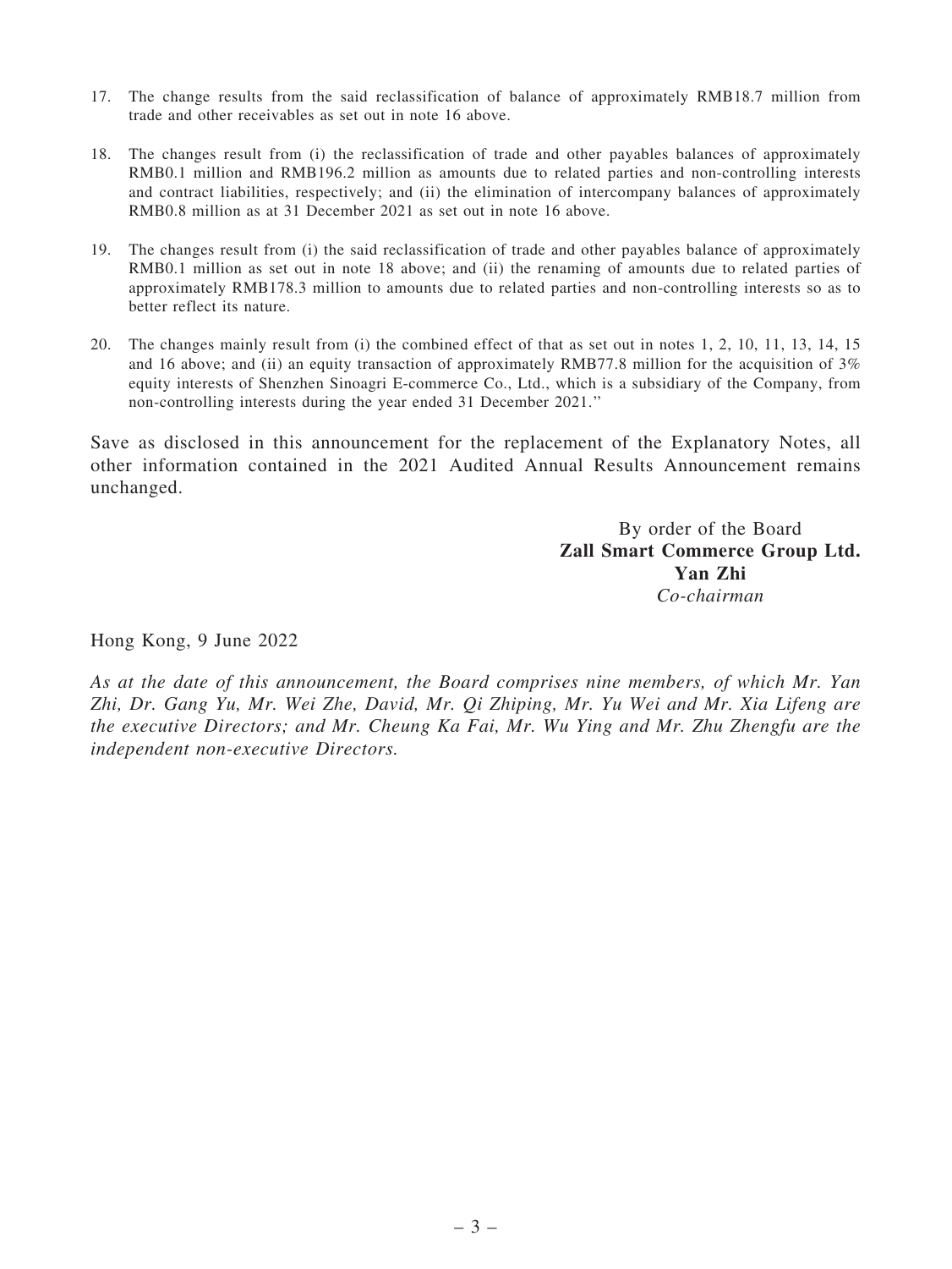17. The change results from the said reclassification of balance of approximately RMB18.7 million from trade and other receivables as set out in note 16 above.

18. The changes result from (i) the reclassification of trade and other payables balances of approximately RMB0.1 million and RMB196.2 million as amounts due to related parties and non-controlling interests and contract liabilities, respectively; and (ii) the elimination of intercompany balances of approximately RMB0.8 million as at 31 December 2021 as set out in note 16 above.

19. The changes result from (i) the said reclassification of trade and other payables balance of approximately RMB0.1 million as set out in note 18 above; and (ii) the renaming of amounts due to related parties of approximately RMB178.3 million to amounts due to related parties and non-controlling interests so as to better reflect its nature.

20. The changes mainly result from (i) the combined effect of that as set out in notes 1, 2, 10, 11, 13, 14, 15 and 16 above; and (ii) an equity transaction of approximately RMB77.8 million for the acquisition of 3% equity interests of Shenzhen Sinoagri E-commerce Co., Ltd., which is a subsidiary of the Company, from non-controlling interests during the year ended 31 December 2021."

Save as disclosed in this announcement for the replacement of the Explanatory Notes, all other information contained in the 2021 Audited Annual Results Announcement remains unchanged.

By order of the Board
**Zall Smart Commerce Group Ltd.**
**Yan Zhi**
*Co-chairman*

Hong Kong, 9 June 2022

*As at the date of this announcement, the Board comprises nine members, of which Mr. Yan Zhi, Dr. Gang Yu, Mr. Wei Zhe, David, Mr. Qi Zhiping, Mr. Yu Wei and Mr. Xia Lifeng are the executive Directors; and Mr. Cheung Ka Fai, Mr. Wu Ying and Mr. Zhu Zhengfu are the independent non-executive Directors.*